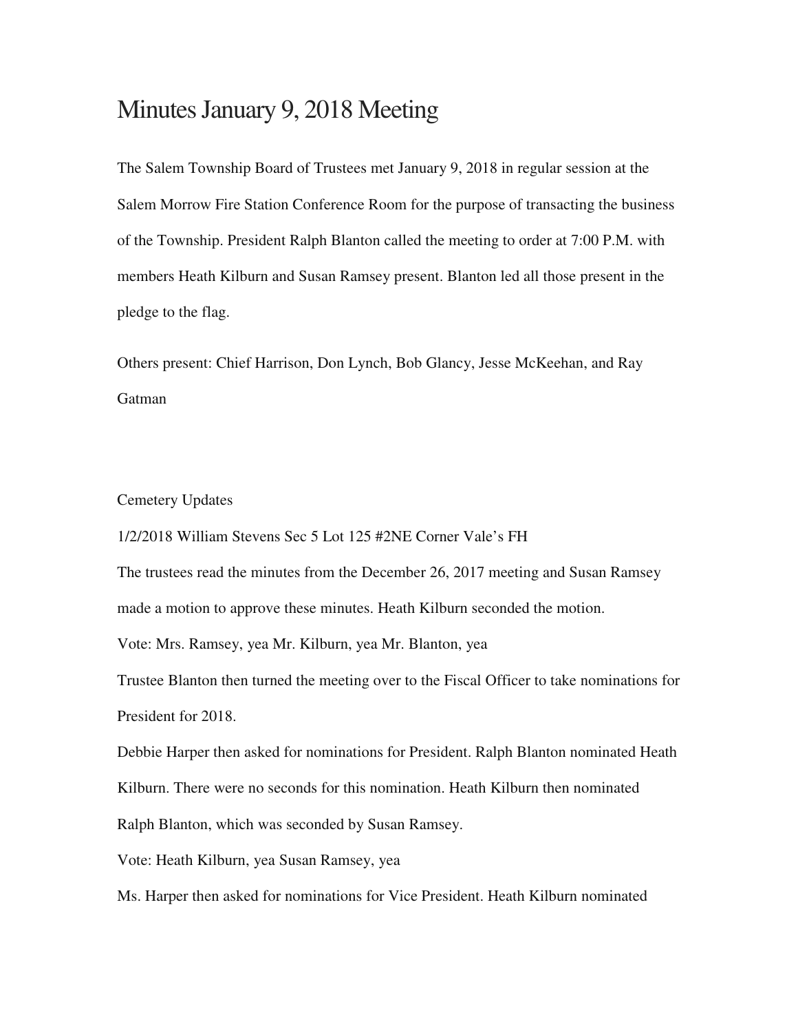# Minutes January 9, 2018 Meeting

The Salem Township Board of Trustees met January 9, 2018 in regular session at the Salem Morrow Fire Station Conference Room for the purpose of transacting the business of the Township. President Ralph Blanton called the meeting to order at 7:00 P.M. with members Heath Kilburn and Susan Ramsey present. Blanton led all those present in the pledge to the flag.

Others present: Chief Harrison, Don Lynch, Bob Glancy, Jesse McKeehan, and Ray Gatman

Cemetery Updates

1/2/2018 William Stevens Sec 5 Lot 125 #2NE Corner Vale's FH

The trustees read the minutes from the December 26, 2017 meeting and Susan Ramsey made a motion to approve these minutes. Heath Kilburn seconded the motion.

Vote: Mrs. Ramsey, yea Mr. Kilburn, yea Mr. Blanton, yea

Trustee Blanton then turned the meeting over to the Fiscal Officer to take nominations for President for 2018.

Debbie Harper then asked for nominations for President. Ralph Blanton nominated Heath Kilburn. There were no seconds for this nomination. Heath Kilburn then nominated Ralph Blanton, which was seconded by Susan Ramsey.

Vote: Heath Kilburn, yea Susan Ramsey, yea

Ms. Harper then asked for nominations for Vice President. Heath Kilburn nominated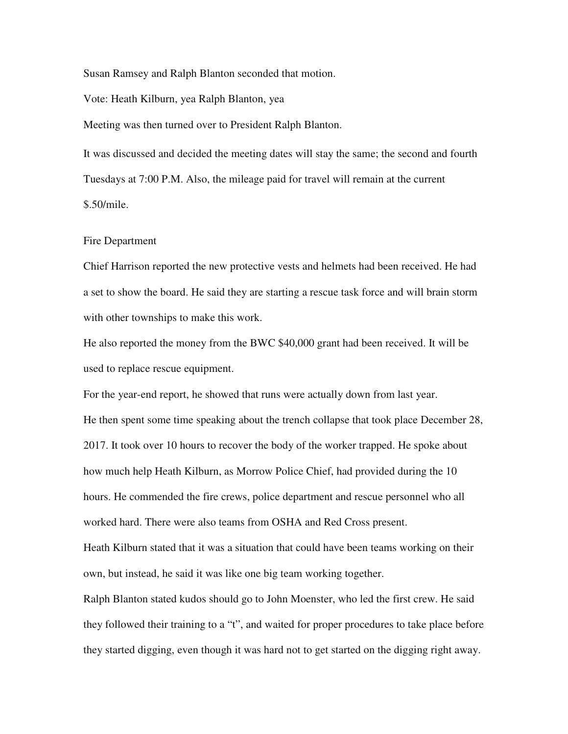Susan Ramsey and Ralph Blanton seconded that motion.

Vote: Heath Kilburn, yea Ralph Blanton, yea

Meeting was then turned over to President Ralph Blanton.

It was discussed and decided the meeting dates will stay the same; the second and fourth Tuesdays at 7:00 P.M. Also, the mileage paid for travel will remain at the current $.50/mile.

Fire Department

Chief Harrison reported the new protective vests and helmets had been received. He had a set to show the board. He said they are starting a rescue task force and will brain storm with other townships to make this work.

He also reported the money from the BWC $40,000 grant had been received. It will be used to replace rescue equipment.

For the year-end report, he showed that runs were actually down from last year.

He then spent some time speaking about the trench collapse that took place December 28, 2017. It took over 10 hours to recover the body of the worker trapped. He spoke about how much help Heath Kilburn, as Morrow Police Chief, had provided during the 10 hours. He commended the fire crews, police department and rescue personnel who all worked hard. There were also teams from OSHA and Red Cross present.

Heath Kilburn stated that it was a situation that could have been teams working on their own, but instead, he said it was like one big team working together.

Ralph Blanton stated kudos should go to John Moenster, who led the first crew. He said they followed their training to a "t", and waited for proper procedures to take place before they started digging, even though it was hard not to get started on the digging right away.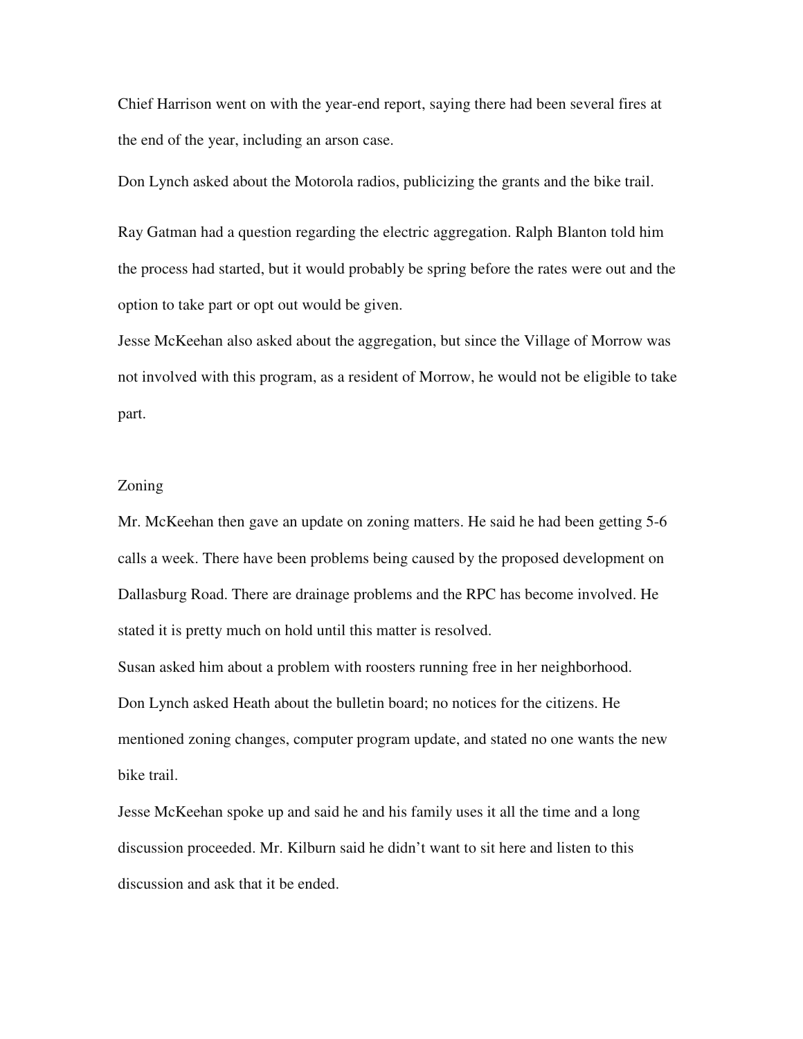Chief Harrison went on with the year-end report, saying there had been several fires at the end of the year, including an arson case.

Don Lynch asked about the Motorola radios, publicizing the grants and the bike trail.

Ray Gatman had a question regarding the electric aggregation. Ralph Blanton told him the process had started, but it would probably be spring before the rates were out and the option to take part or opt out would be given.

Jesse McKeehan also asked about the aggregation, but since the Village of Morrow was not involved with this program, as a resident of Morrow, he would not be eligible to take part.

Zoning

Mr. McKeehan then gave an update on zoning matters. He said he had been getting 5-6 calls a week. There have been problems being caused by the proposed development on Dallasburg Road. There are drainage problems and the RPC has become involved. He stated it is pretty much on hold until this matter is resolved.

Susan asked him about a problem with roosters running free in her neighborhood.

Don Lynch asked Heath about the bulletin board; no notices for the citizens. He mentioned zoning changes, computer program update, and stated no one wants the new bike trail.

Jesse McKeehan spoke up and said he and his family uses it all the time and a long discussion proceeded. Mr. Kilburn said he didn't want to sit here and listen to this discussion and ask that it be ended.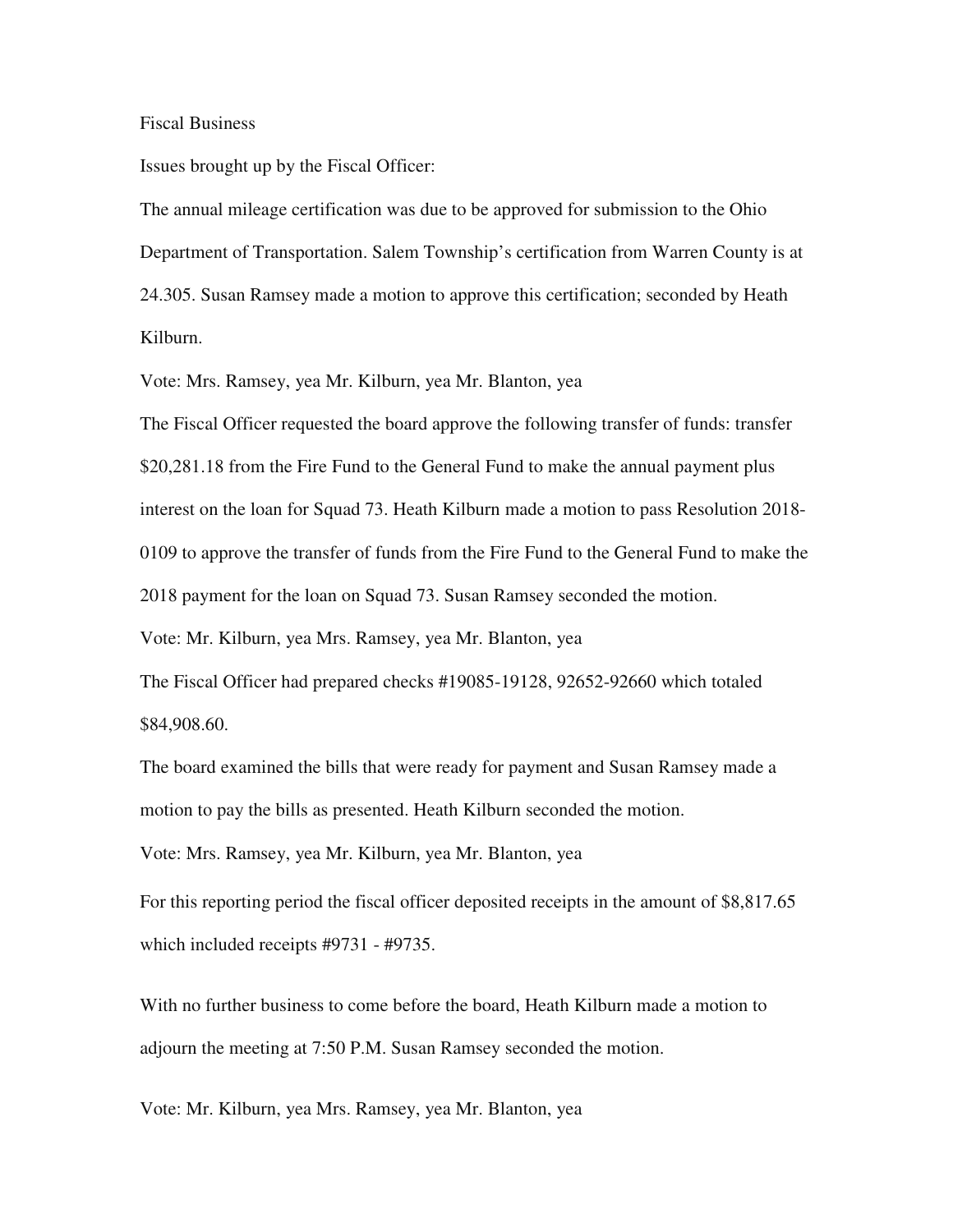Fiscal Business

Issues brought up by the Fiscal Officer:

The annual mileage certification was due to be approved for submission to the Ohio Department of Transportation. Salem Township's certification from Warren County is at 24.305. Susan Ramsey made a motion to approve this certification; seconded by Heath Kilburn.

Vote: Mrs. Ramsey, yea Mr. Kilburn, yea Mr. Blanton, yea

The Fiscal Officer requested the board approve the following transfer of funds: transfer $20,281.18 from the Fire Fund to the General Fund to make the annual payment plus interest on the loan for Squad 73. Heath Kilburn made a motion to pass Resolution 2018-0109 to approve the transfer of funds from the Fire Fund to the General Fund to make the 2018 payment for the loan on Squad 73. Susan Ramsey seconded the motion.

Vote: Mr. Kilburn, yea Mrs. Ramsey, yea Mr. Blanton, yea

The Fiscal Officer had prepared checks #19085-19128, 92652-92660 which totaled $84,908.60.

The board examined the bills that were ready for payment and Susan Ramsey made a motion to pay the bills as presented. Heath Kilburn seconded the motion.

Vote: Mrs. Ramsey, yea Mr. Kilburn, yea Mr. Blanton, yea

For this reporting period the fiscal officer deposited receipts in the amount of $8,817.65 which included receipts #9731 - #9735.

With no further business to come before the board, Heath Kilburn made a motion to adjourn the meeting at 7:50 P.M. Susan Ramsey seconded the motion.

Vote: Mr. Kilburn, yea Mrs. Ramsey, yea Mr. Blanton, yea